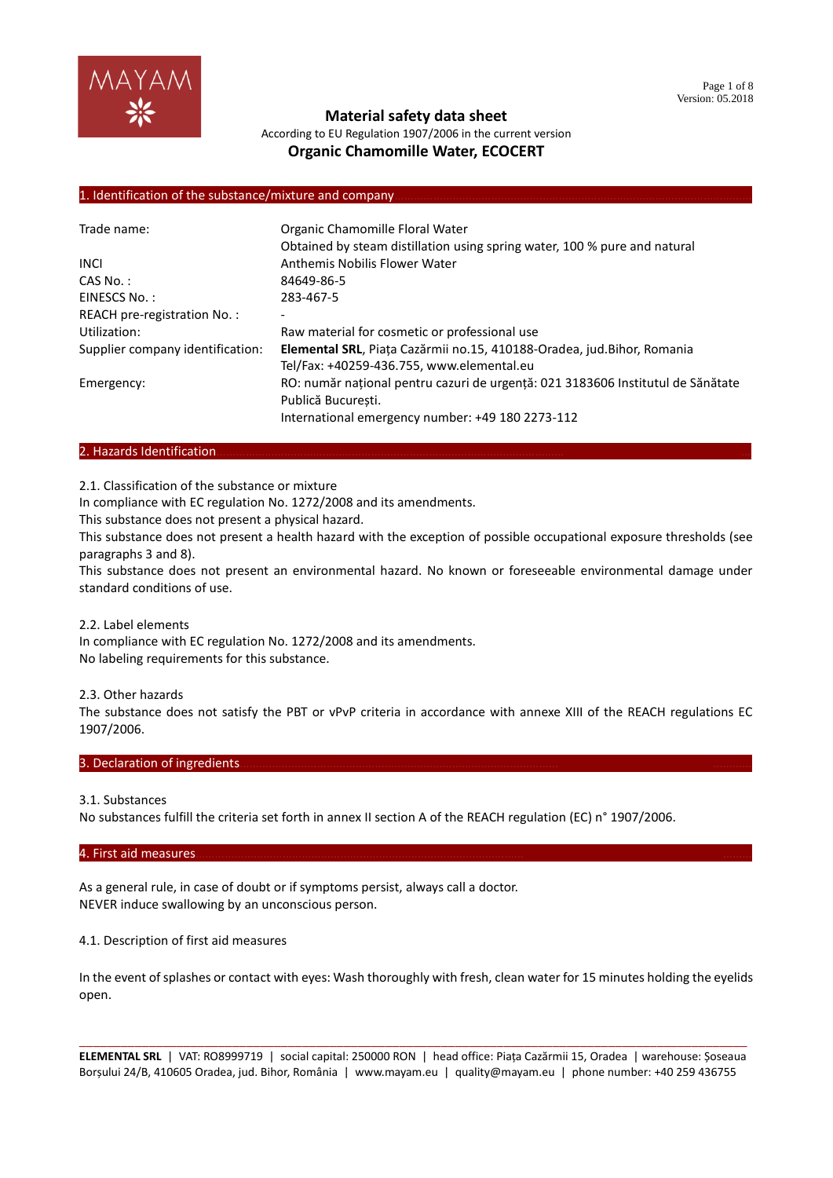# Material safety data sheet

According to EU Regulation 1907/2006 in the current version

## Organic Chamomille Water, ECOCERT

### 1. Identification of the substance/mixture and company

| | |
|---|---|
| Trade name: | Organic Chamomille Floral Water<br>Obtained by steam distillation using spring water, 100 % pure and natural |
| INCI | Anthemis Nobilis Flower Water |
| CAS No. : | 84649-86-5 |
| EINESCS No. : | 283-467-5 |
| REACH pre-registration No. : | - |
| Utilization: | Raw material for cosmetic or professional use |
| Supplier company identification: | **Elemental SRL**, Piața Cazărmii no.15, 410188-Oradea, jud.Bihor, Romania<br>Tel/Fax: +40259-436.755, www.elemental.eu |
| Emergency: | RO: număr național pentru cazuri de urgență: 021 3183606 Institutul de Sănătate Publică București.<br>International emergency number: +49 180 2273-112 |

### 2. Hazards Identification

2.1. Classification of the substance or mixture

In compliance with EC regulation No. 1272/2008 and its amendments.

This substance does not present a physical hazard.

This substance does not present a health hazard with the exception of possible occupational exposure thresholds (see paragraphs 3 and 8).

This substance does not present an environmental hazard. No known or foreseeable environmental damage under standard conditions of use.

2.2. Label elements

In compliance with EC regulation No. 1272/2008 and its amendments.

No labeling requirements for this substance.

2.3. Other hazards

The substance does not satisfy the PBT or vPvP criteria in accordance with annexe XIII of the REACH regulations EC 1907/2006.

### 3. Declaration of ingredients

3.1. Substances

No substances fulfill the criteria set forth in annex II section A of the REACH regulation (EC) n° 1907/2006.

### 4. First aid measures

As a general rule, in case of doubt or if symptoms persist, always call a doctor.

NEVER induce swallowing by an unconscious person.

4.1. Description of first aid measures

In the event of splashes or contact with eyes: Wash thoroughly with fresh, clean water for 15 minutes holding the eyelids open.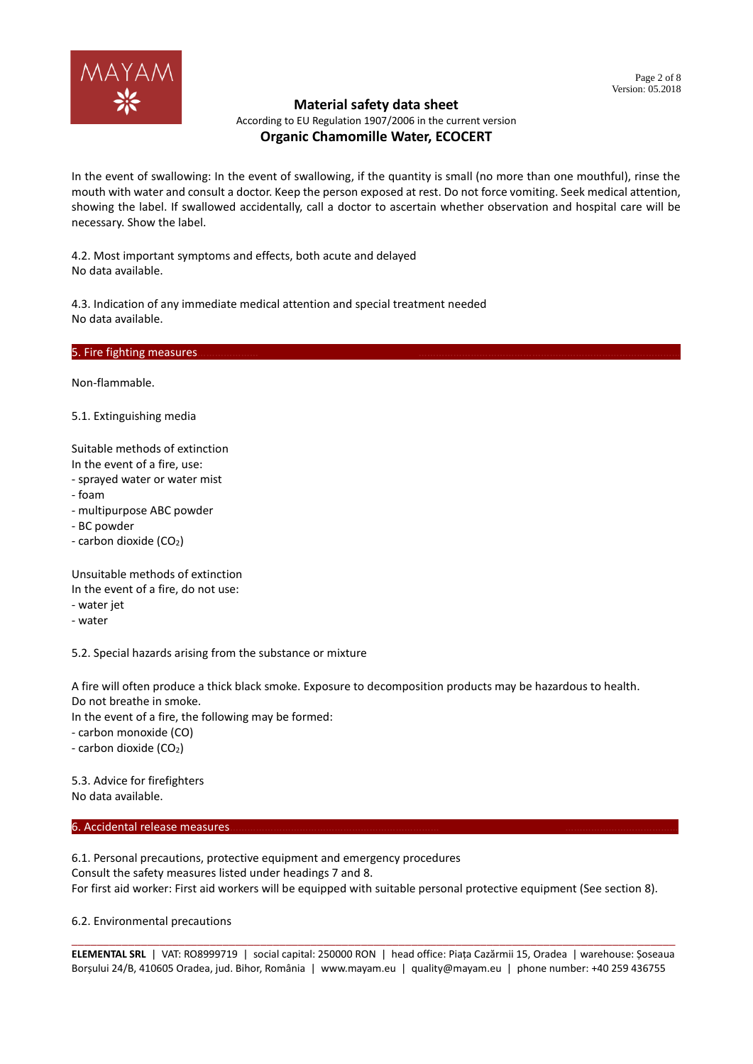In the event of swallowing: In the event of swallowing, if the quantity is small (no more than one mouthful), rinse the mouth with water and consult a doctor. Keep the person exposed at rest. Do not force vomiting. Seek medical attention, showing the label. If swallowed accidentally, call a doctor to ascertain whether observation and hospital care will be necessary. Show the label.

4.2. Most important symptoms and effects, both acute and delayed
No data available.

4.3. Indication of any immediate medical attention and special treatment needed
No data available.

## 5. Fire fighting measures

Non-flammable.

5.1. Extinguishing media

Suitable methods of extinction
In the event of a fire, use:
- sprayed water or water mist
- foam
- multipurpose ABC powder
- BC powder
- carbon dioxide ($CO_2$)

Unsuitable methods of extinction
In the event of a fire, do not use:
- water jet
- water

5.2. Special hazards arising from the substance or mixture

A fire will often produce a thick black smoke. Exposure to decomposition products may be hazardous to health.
Do not breathe in smoke.
In the event of a fire, the following may be formed:
- carbon monoxide (CO)
- carbon dioxide ($CO_2$)

5.3. Advice for firefighters
No data available.

## 6. Accidental release measures

6.1. Personal precautions, protective equipment and emergency procedures
Consult the safety measures listed under headings 7 and 8.
For first aid worker: First aid workers will be equipped with suitable personal protective equipment (See section 8).

6.2. Environmental precautions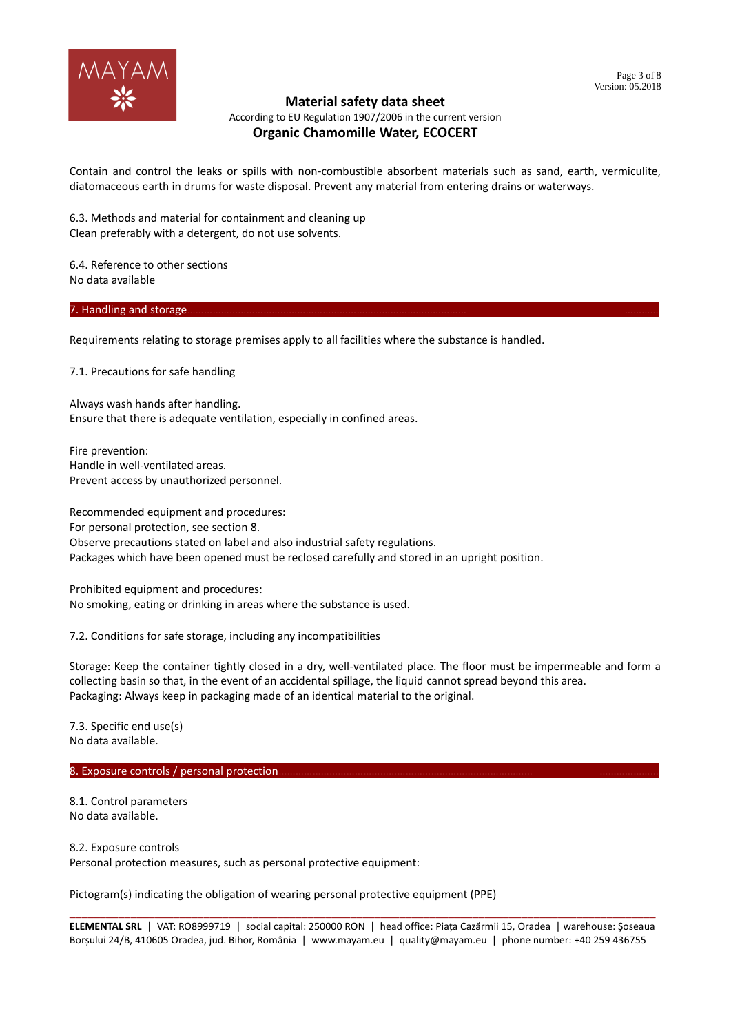Contain and control the leaks or spills with non-combustible absorbent materials such as sand, earth, vermiculite, diatomaceous earth in drums for waste disposal. Prevent any material from entering drains or waterways.

6.3. Methods and material for containment and cleaning up
Clean preferably with a detergent, do not use solvents.

6.4. Reference to other sections
No data available

## 7. Handling and storage

Requirements relating to storage premises apply to all facilities where the substance is handled.

7.1. Precautions for safe handling

Always wash hands after handling.
Ensure that there is adequate ventilation, especially in confined areas.

Fire prevention:
Handle in well-ventilated areas.
Prevent access by unauthorized personnel.

Recommended equipment and procedures:
For personal protection, see section 8.
Observe precautions stated on label and also industrial safety regulations.
Packages which have been opened must be reclosed carefully and stored in an upright position.

Prohibited equipment and procedures:
No smoking, eating or drinking in areas where the substance is used.

7.2. Conditions for safe storage, including any incompatibilities

Storage: Keep the container tightly closed in a dry, well-ventilated place. The floor must be impermeable and form a collecting basin so that, in the event of an accidental spillage, the liquid cannot spread beyond this area.
Packaging: Always keep in packaging made of an identical material to the original.

7.3. Specific end use(s)
No data available.

## 8. Exposure controls / personal protection

8.1. Control parameters
No data available.

8.2. Exposure controls
Personal protection measures, such as personal protective equipment:

Pictogram(s) indicating the obligation of wearing personal protective equipment (PPE)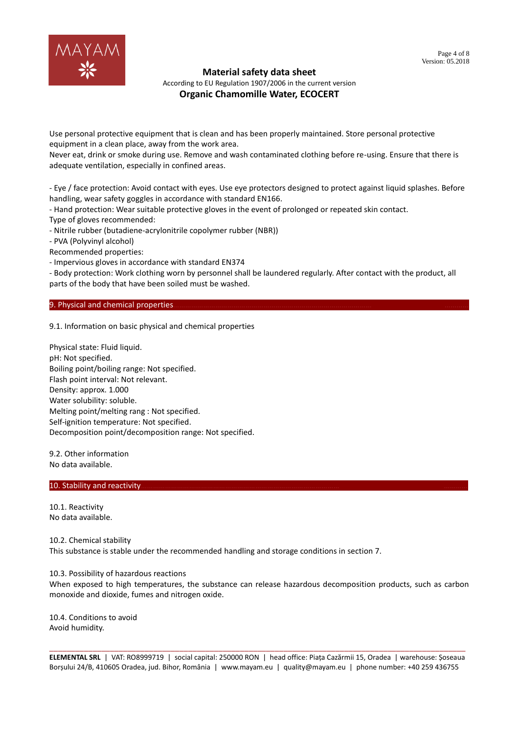Use personal protective equipment that is clean and has been properly maintained. Store personal protective equipment in a clean place, away from the work area.
Never eat, drink or smoke during use. Remove and wash contaminated clothing before re-using. Ensure that there is adequate ventilation, especially in confined areas.

- Eye / face protection: Avoid contact with eyes. Use eye protectors designed to protect against liquid splashes. Before handling, wear safety goggles in accordance with standard EN166.
- Hand protection: Wear suitable protective gloves in the event of prolonged or repeated skin contact.

Type of gloves recommended:
- Nitrile rubber (butadiene-acrylonitrile copolymer rubber (NBR))
- PVA (Polyvinyl alcohol)

Recommended properties:
- Impervious gloves in accordance with standard EN374
- Body protection: Work clothing worn by personnel shall be laundered regularly. After contact with the product, all parts of the body that have been soiled must be washed.

## 9. Physical and chemical properties

9.1. Information on basic physical and chemical properties

Physical state: Fluid liquid.
pH: Not specified.
Boiling point/boiling range: Not specified.
Flash point interval: Not relevant.
Density: approx. 1.000
Water solubility: soluble.
Melting point/melting rang : Not specified.
Self-ignition temperature: Not specified.
Decomposition point/decomposition range: Not specified.

9.2. Other information
No data available.

## 10. Stability and reactivity

10.1. Reactivity
No data available.

10.2. Chemical stability
This substance is stable under the recommended handling and storage conditions in section 7.

10.3. Possibility of hazardous reactions
When exposed to high temperatures, the substance can release hazardous decomposition products, such as carbon monoxide and dioxide, fumes and nitrogen oxide.

10.4. Conditions to avoid
Avoid humidity.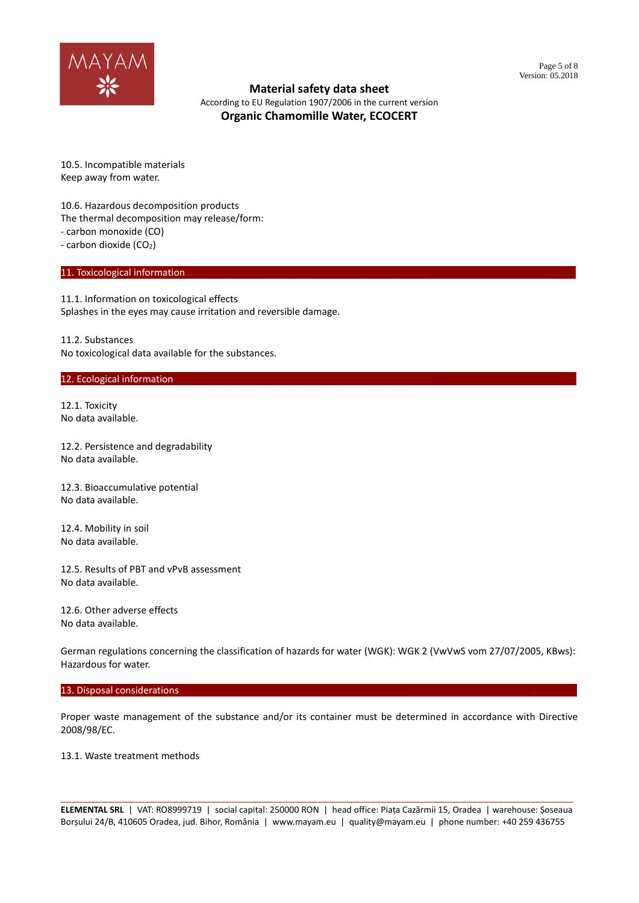10.5. Incompatible materials
Keep away from water.

10.6. Hazardous decomposition products
The thermal decomposition may release/form:
- carbon monoxide (CO)
- carbon dioxide ($CO_2$)

## 11. Toxicological information

11.1. Information on toxicological effects
Splashes in the eyes may cause irritation and reversible damage.

11.2. Substances
No toxicological data available for the substances.

## 12. Ecological information

12.1. Toxicity
No data available.

12.2. Persistence and degradability
No data available.

12.3. Bioaccumulative potential
No data available.

12.4. Mobility in soil
No data available.

12.5. Results of PBT and vPvB assessment
No data available.

12.6. Other adverse effects
No data available.

German regulations concerning the classification of hazards for water (WGK): WGK 2 (VwVwS vom 27/07/2005, KBws): Hazardous for water.

## 13. Disposal considerations

Proper waste management of the substance and/or its container must be determined in accordance with Directive 2008/98/EC.

13.1. Waste treatment methods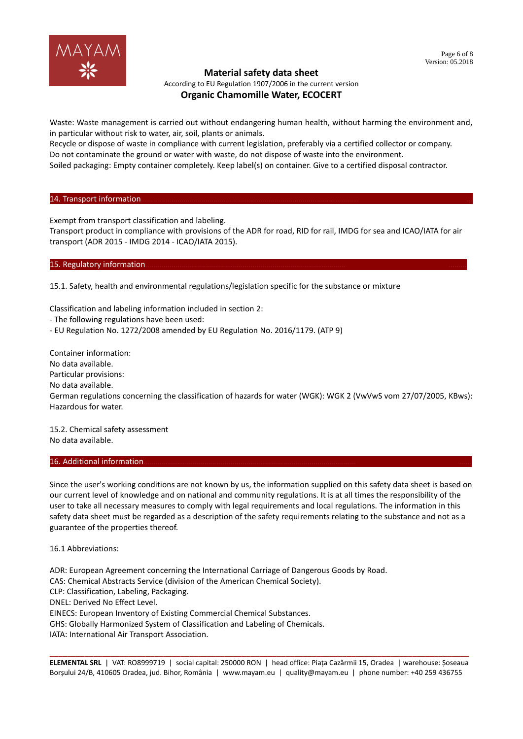Waste: Waste management is carried out without endangering human health, without harming the environment and, in particular without risk to water, air, soil, plants or animals.
Recycle or dispose of waste in compliance with current legislation, preferably via a certified collector or company.
Do not contaminate the ground or water with waste, do not dispose of waste into the environment.
Soiled packaging: Empty container completely. Keep label(s) on container. Give to a certified disposal contractor.

## 14. Transport information

Exempt from transport classification and labeling.
Transport product in compliance with provisions of the ADR for road, RID for rail, IMDG for sea and ICAO/IATA for air transport (ADR 2015 - IMDG 2014 - ICAO/IATA 2015).

## 15. Regulatory information

15.1. Safety, health and environmental regulations/legislation specific for the substance or mixture

Classification and labeling information included in section 2:
- The following regulations have been used:
- EU Regulation No. 1272/2008 amended by EU Regulation No. 2016/1179. (ATP 9)

Container information:
No data available.
Particular provisions:
No data available.
German regulations concerning the classification of hazards for water (WGK): WGK 2 (VwVwS vom 27/07/2005, KBws): Hazardous for water.

15.2. Chemical safety assessment
No data available.

## 16. Additional information

Since the user's working conditions are not known by us, the information supplied on this safety data sheet is based on our current level of knowledge and on national and community regulations. It is at all times the responsibility of the user to take all necessary measures to comply with legal requirements and local regulations. The information in this safety data sheet must be regarded as a description of the safety requirements relating to the substance and not as a guarantee of the properties thereof.

16.1 Abbreviations:

ADR: European Agreement concerning the International Carriage of Dangerous Goods by Road.
CAS: Chemical Abstracts Service (division of the American Chemical Society).
CLP: Classification, Labeling, Packaging.
DNEL: Derived No Effect Level.
EINECS: European Inventory of Existing Commercial Chemical Substances.
GHS: Globally Harmonized System of Classification and Labeling of Chemicals.
IATA: International Air Transport Association.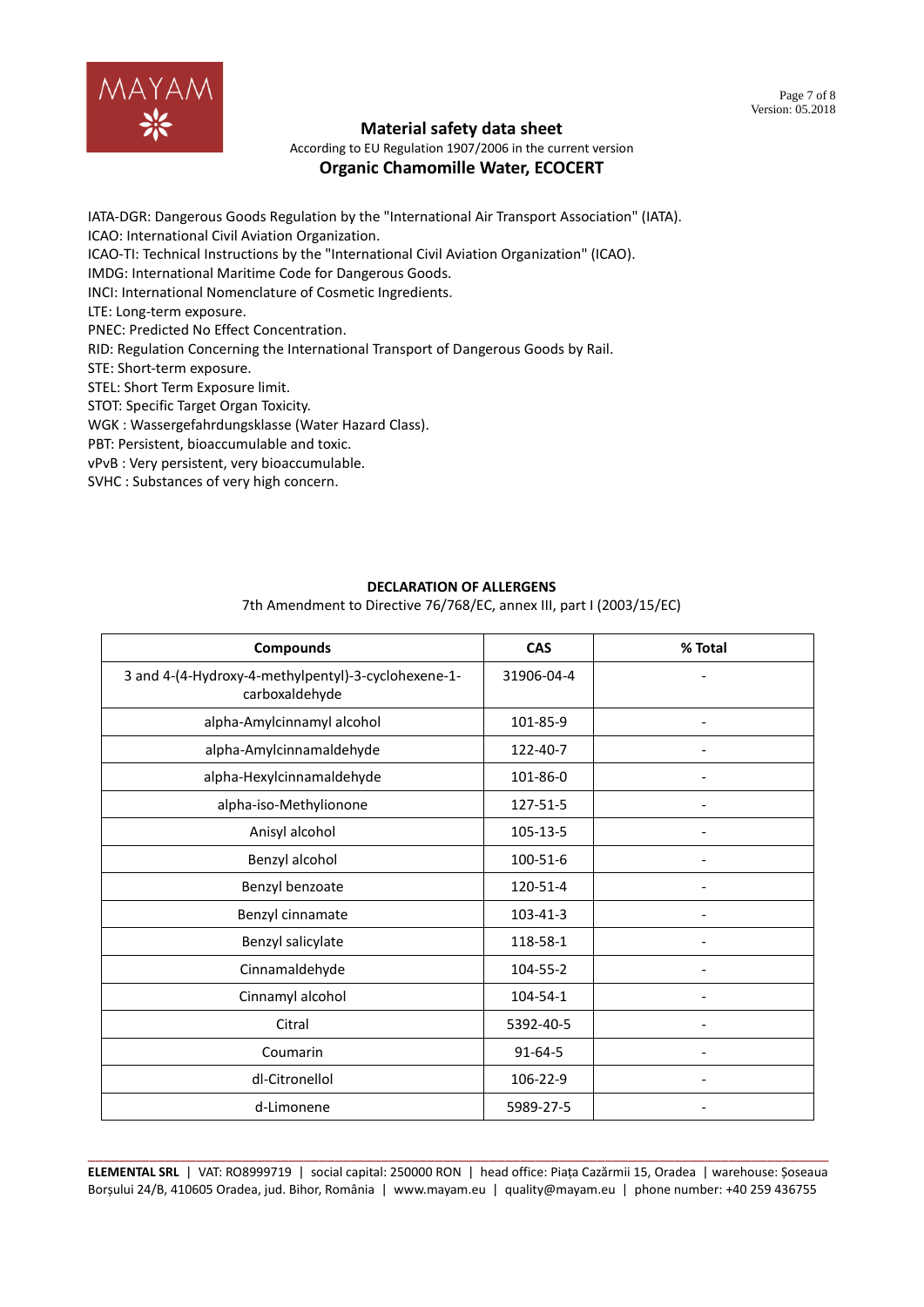IATA-DGR: Dangerous Goods Regulation by the "International Air Transport Association" (IATA).
ICAO: International Civil Aviation Organization.
ICAO-TI: Technical Instructions by the "International Civil Aviation Organization" (ICAO).
IMDG: International Maritime Code for Dangerous Goods.
INCI: International Nomenclature of Cosmetic Ingredients.
LTE: Long-term exposure.
PNEC: Predicted No Effect Concentration.
RID: Regulation Concerning the International Transport of Dangerous Goods by Rail.
STE: Short-term exposure.
STEL: Short Term Exposure limit.
STOT: Specific Target Organ Toxicity.
WGK : Wassergefahrdungsklasse (Water Hazard Class).
PBT: Persistent, bioaccumulable and toxic.
vPvB : Very persistent, very bioaccumulable.
SVHC : Substances of very high concern.

## DECLARATION OF ALLERGENS

7th Amendment to Directive 76/768/EC, annex III, part I (2003/15/EC)

| Compounds | CAS | % Total |
|---|---|---|
| 3 and 4-(4-Hydroxy-4-methylpentyl)-3-cyclohexene-1-carboxaldehyde | 31906-04-4 | - |
| alpha-Amylcinnamyl alcohol | 101-85-9 | - |
| alpha-Amylcinnamaldehyde | 122-40-7 | - |
| alpha-Hexylcinnamaldehyde | 101-86-0 | - |
| alpha-iso-Methylionone | 127-51-5 | - |
| Anisyl alcohol | 105-13-5 | - |
| Benzyl alcohol | 100-51-6 | - |
| Benzyl benzoate | 120-51-4 | - |
| Benzyl cinnamate | 103-41-3 | - |
| Benzyl salicylate | 118-58-1 | - |
| Cinnamaldehyde | 104-55-2 | - |
| Cinnamyl alcohol | 104-54-1 | - |
| Citral | 5392-40-5 | - |
| Coumarin | 91-64-5 | - |
| dl-Citronellol | 106-22-9 | - |
| d-Limonene | 5989-27-5 | - |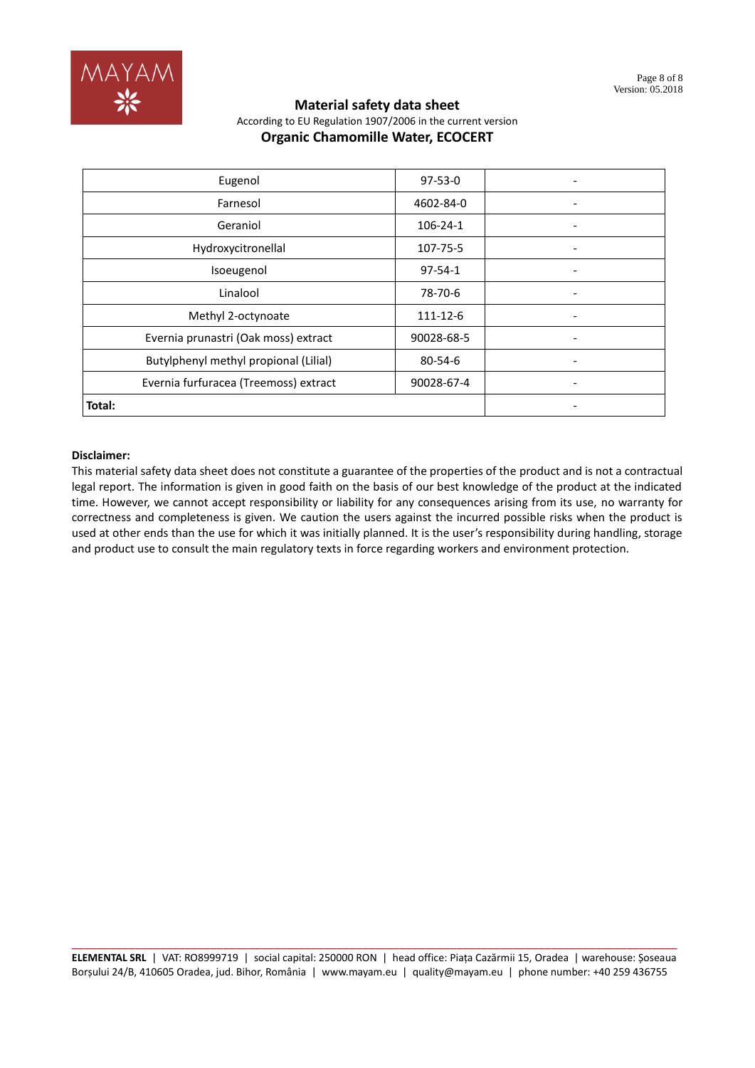| | | |
|---|---|---|
| Eugenol | 97-53-0 | - |
| Farnesol | 4602-84-0 | - |
| Geraniol | 106-24-1 | - |
| Hydroxycitronellal | 107-75-5 | - |
| Isoeugenol | 97-54-1 | - |
| Linalool | 78-70-6 | - |
| Methyl 2-octynoate | 111-12-6 | - |
| Evernia prunastri (Oak moss) extract | 90028-68-5 | - |
| Butylphenyl methyl propional (Lilial) | 80-54-6 | - |
| Evernia furfuracea (Treemoss) extract | 90028-67-4 | - |
| **Total:** | | - |

**Disclaimer:**

This material safety data sheet does not constitute a guarantee of the properties of the product and is not a contractual legal report. The information is given in good faith on the basis of our best knowledge of the product at the indicated time. However, we cannot accept responsibility or liability for any consequences arising from its use, no warranty for correctness and completeness is given. We caution the users against the incurred possible risks when the product is used at other ends than the use for which it was initially planned. It is the user's responsibility during handling, storage and product use to consult the main regulatory texts in force regarding workers and environment protection.